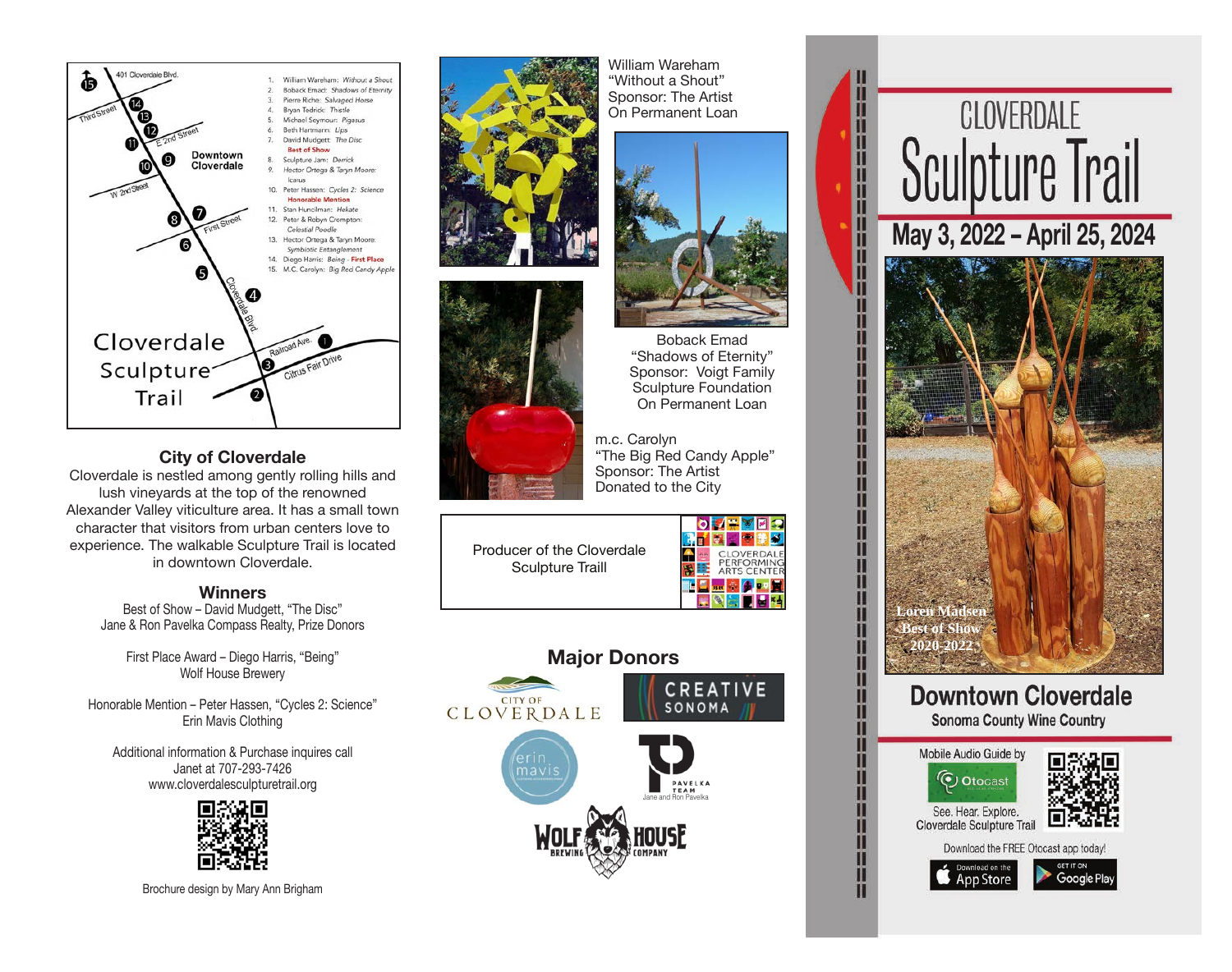401 Cloverdale Blvd.

Third Street

E 2nd Street

Downtown Cloverdale

W 2nd Street

First Street

Cloverdale Blvd

Railroad Ave.

Citrus Fair Drive

# Cloverdale Sculpture Trail

1. William Wareham: *Without a Shout*
2. Boback Emad: *Shadows of Eternity*
3. Pierre Riche: *Salvaged Horse*
4. Bryan Tedrick: *Thistle*
5. Michael Seymour: *Pigasus*
6. Beth Hartmann: *Lips*
7. David Mudgett: *The Disc* — **Best of Show**
8. Sculpture Jam: *Derrick*
9. Hector Ortega & Taryn Moore: *Icarus*
10. Peter Hassen: *Cycles 2: Science* — **Honorable Mention**
11. Stan Huncilman: *Hekate*
12. Peter & Robyn Crompton: *Celestial Poodle*
13. Hector Ortega & Taryn Moore: *Symbiotic Entanglement*
14. Diego Harris: *Being* - **First Place**
15. M.C. Carolyn: *Big Red Candy Apple*

## City of Cloverdale

Cloverdale is nestled among gently rolling hills and lush vineyards at the top of the renowned Alexander Valley viticulture area. It has a small town character that visitors from urban centers love to experience. The walkable Sculpture Trail is located in downtown Cloverdale.

## Winners

Best of Show – David Mudgett, "The Disc"
Jane & Ron Pavelka Compass Realty, Prize Donors

First Place Award – Diego Harris, "Being"
Wolf House Brewery

Honorable Mention – Peter Hassen, "Cycles 2: Science"
Erin Mavis Clothing

Additional information & Purchase inquires call
Janet at 707-293-7426
www.cloverdalesculpturetrail.org

Brochure design by Mary Ann Brigham

William Wareham
"Without a Shout"
Sponsor: The Artist
On Permanent Loan

Boback Emad
"Shadows of Eternity"
Sponsor: Voigt Family Sculpture Foundation
On Permanent Loan

m.c. Carolyn
"The Big Red Candy Apple"
Sponsor: The Artist
Donated to the City

Producer of the Cloverdale Sculpture Traill

CLOVERDALE PERFORMING ARTS CENTER

## Major Donors

CITY OF CLOVERDALE

CREATIVE SONOMA

erin mavis

PAVELKA TEAM
Jane and Ron Pavelka

WOLF HOUSE BREWING COMPANY

# CLOVERDALE Sculpture Trail

## May 3, 2022 – April 25, 2024

Loren Madsen
Best of Show
2020-2022

## Downtown Cloverdale

Sonoma County Wine Country

Mobile Audio Guide by Otocast

See. Hear. Explore.
Cloverdale Sculpture Trail

Download the FREE Otocast app today!

Download on the App Store

GET IT ON Google Play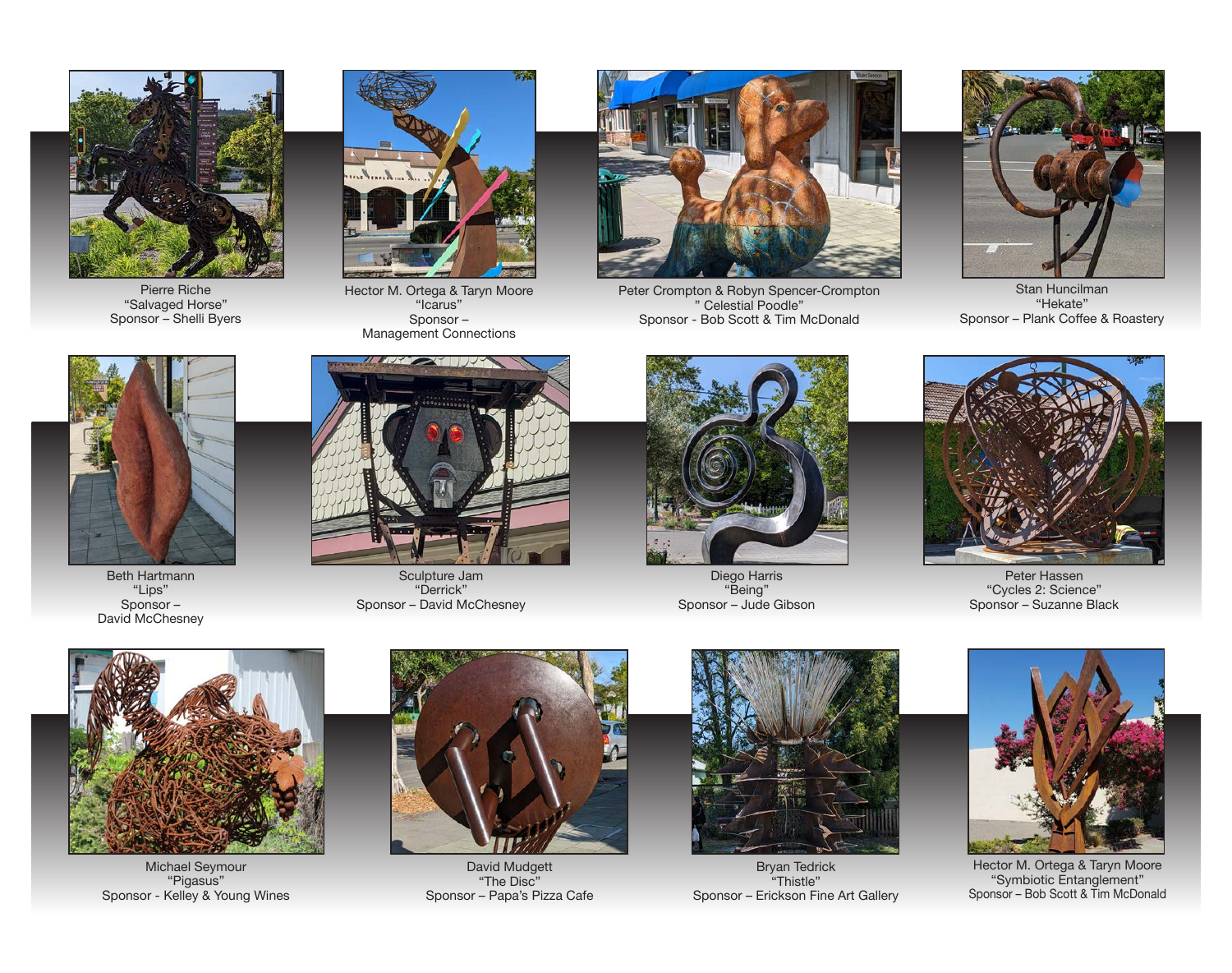Pierre Riche
“Salvaged Horse”
Sponsor – Shelli Byers

Hector M. Ortega & Taryn Moore
“Icarus”
Sponsor –
Management Connections

Peter Crompton & Robyn Spencer-Crompton
” Celestial Poodle”
Sponsor - Bob Scott & Tim McDonald

Stan Huncilman
“Hekate”
Sponsor – Plank Coffee & Roastery

Beth Hartmann
“Lips”
Sponsor –
David McChesney

Sculpture Jam
“Derrick”
Sponsor – David McChesney

Diego Harris
“Being”
Sponsor – Jude Gibson

Peter Hassen
“Cycles 2: Science”
Sponsor – Suzanne Black

Michael Seymour
“Pigasus”
Sponsor - Kelley & Young Wines

David Mudgett
“The Disc”
Sponsor – Papa’s Pizza Cafe

Bryan Tedrick
“Thistle”
Sponsor – Erickson Fine Art Gallery

Hector M. Ortega & Taryn Moore
“Symbiotic Entanglement”
Sponsor – Bob Scott & Tim McDonald